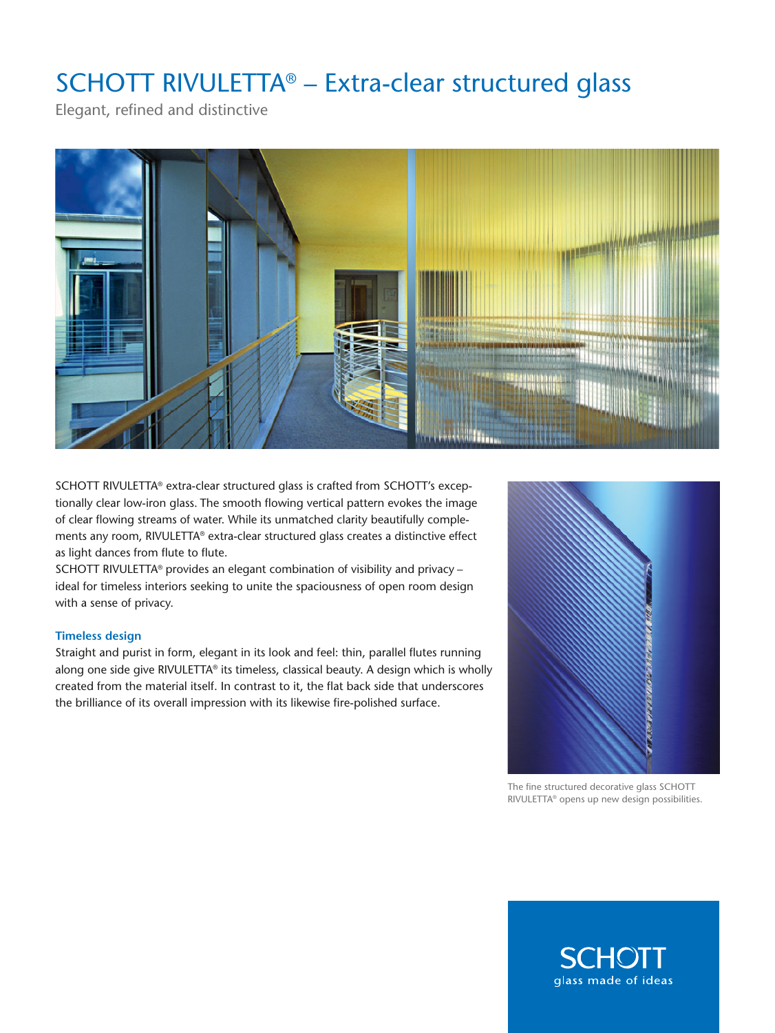# SCHOTT RIVULETTA® – Extra-clear structured glass

Elegant, refined and distinctive

SCHOTT RIVULETTA® extra-clear structured glass is crafted from SCHOTT's exceptionally clear low-iron glass. The smooth flowing vertical pattern evokes the image of clear flowing streams of water. While its unmatched clarity beautifully complements any room, RIVULETTA® extra-clear structured glass creates a distinctive effect as light dances from flute to flute.

SCHOTT RIVULETTA® provides an elegant combination of visibility and privacy – ideal for timeless interiors seeking to unite the spaciousness of open room design with a sense of privacy.

### Timeless design

Straight and purist in form, elegant in its look and feel: thin, parallel flutes running along one side give RIVULETTA® its timeless, classical beauty. A design which is wholly created from the material itself. In contrast to it, the flat back side that underscores the brilliance of its overall impression with its likewise fire-polished surface.

The fine structured decorative glass SCHOTT RIVULETTA® opens up new design possibilities.

SCHOTT
glass made of ideas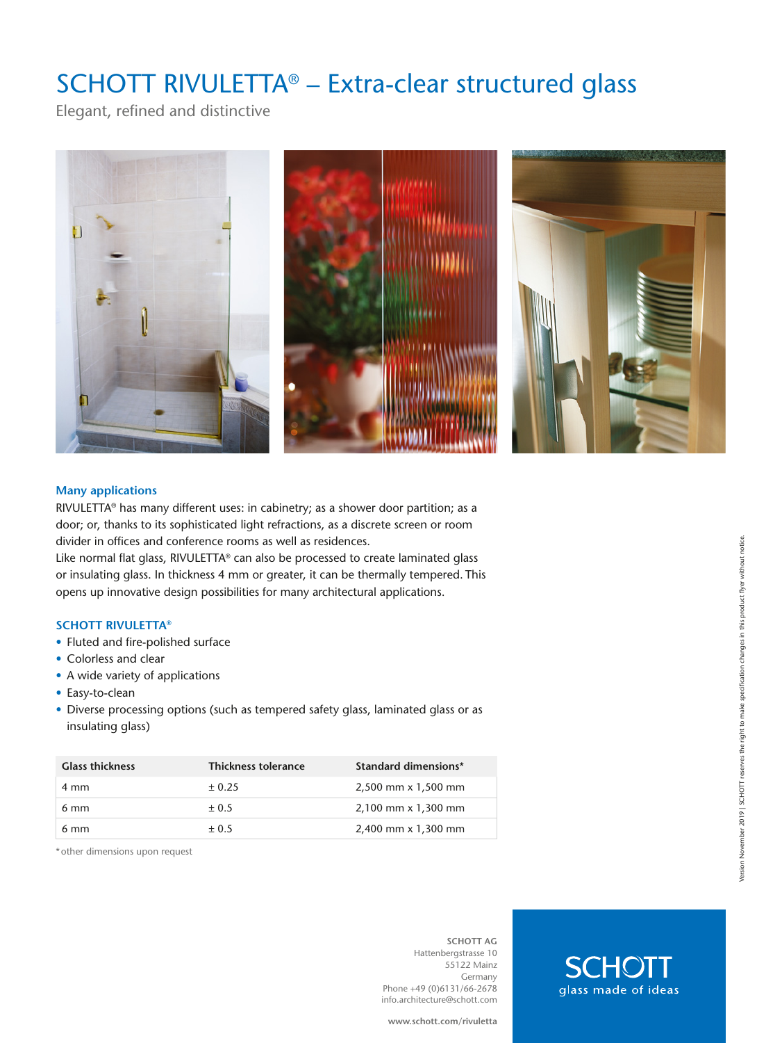# SCHOTT RIVULETTA® – Extra-clear structured glass

Elegant, refined and distinctive

### Many applications

RIVULETTA® has many different uses: in cabinetry; as a shower door partition; as a door; or, thanks to its sophisticated light refractions, as a discrete screen or room divider in offices and conference rooms as well as residences.
Like normal flat glass, RIVULETTA® can also be processed to create laminated glass or insulating glass. In thickness 4 mm or greater, it can be thermally tempered. This opens up innovative design possibilities for many architectural applications.

### SCHOTT RIVULETTA®

- Fluted and fire-polished surface
- Colorless and clear
- A wide variety of applications
- Easy-to-clean
- Diverse processing options (such as tempered safety glass, laminated glass or as insulating glass)

| Glass thickness | Thickness tolerance | Standard dimensions* |
|---|---|---|
| 4 mm | ± 0.25 | 2,500 mm x 1,500 mm |
| 6 mm | ± 0.5 | 2,100 mm x 1,300 mm |
| 6 mm | ± 0.5 | 2,400 mm x 1,300 mm |

*other dimensions upon request

Version November 2019 | SCHOTT reserves the right to make specification changes in this product flyer without notice.

**SCHOTT AG**
Hattenbergstrasse 10
55122 Mainz
Germany
Phone +49 (0)6131/66-2678
info.architecture@schott.com

**www.schott.com/rivuletta**

SCHOTT
glass made of ideas